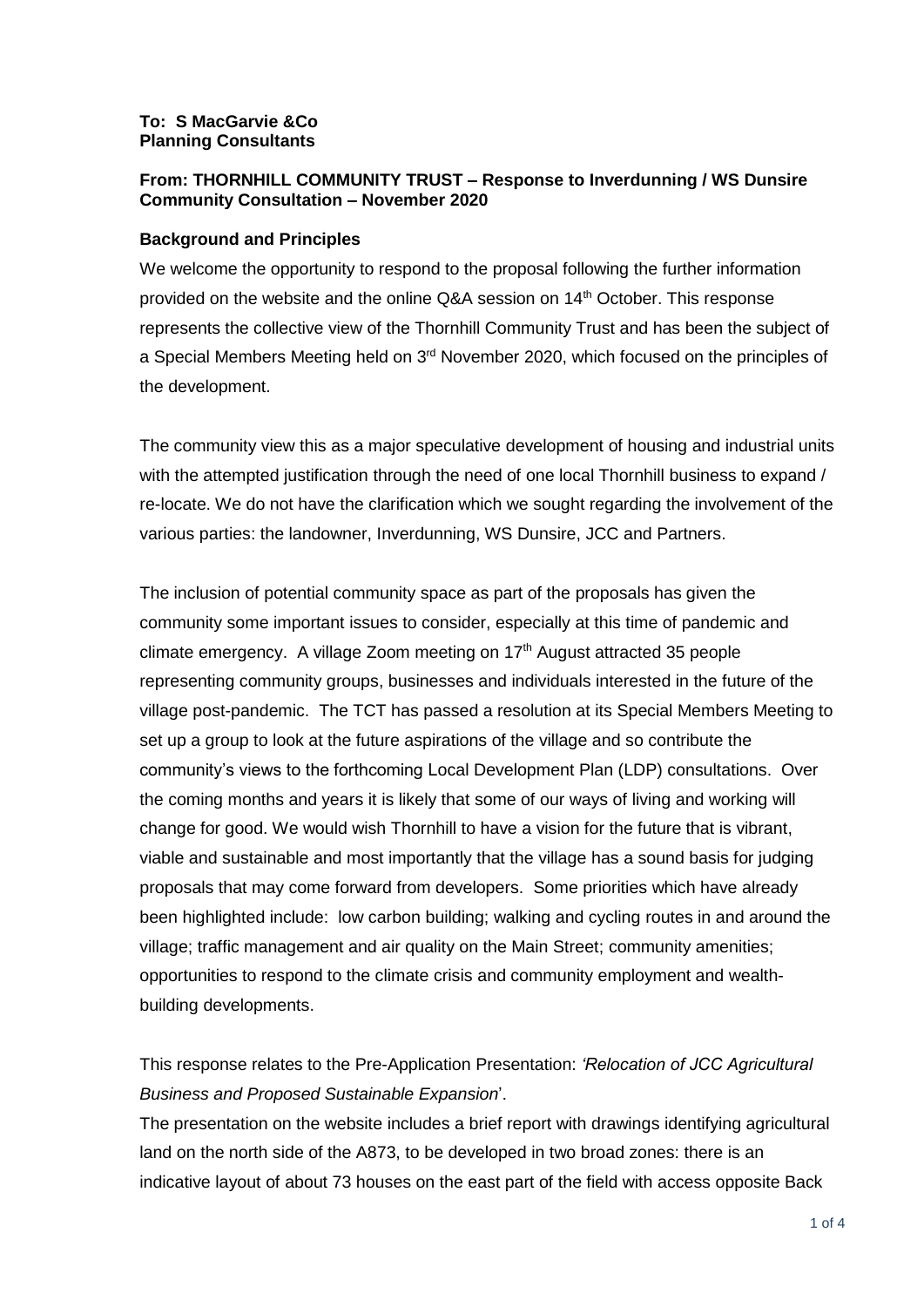**To: S MacGarvie &Co**
**Planning Consultants**

**From: THORNHILL COMMUNITY TRUST – Response to Inverdunning / WS Dunsire Community Consultation – November 2020**

**Background and Principles**

We welcome the opportunity to respond to the proposal following the further information provided on the website and the online Q&A session on 14th October. This response represents the collective view of the Thornhill Community Trust and has been the subject of a Special Members Meeting held on 3rd November 2020, which focused on the principles of the development.

The community view this as a major speculative development of housing and industrial units with the attempted justification through the need of one local Thornhill business to expand / re-locate. We do not have the clarification which we sought regarding the involvement of the various parties: the landowner, Inverdunning, WS Dunsire, JCC and Partners.

The inclusion of potential community space as part of the proposals has given the community some important issues to consider, especially at this time of pandemic and climate emergency. A village Zoom meeting on 17th August attracted 35 people representing community groups, businesses and individuals interested in the future of the village post-pandemic. The TCT has passed a resolution at its Special Members Meeting to set up a group to look at the future aspirations of the village and so contribute the community's views to the forthcoming Local Development Plan (LDP) consultations. Over the coming months and years it is likely that some of our ways of living and working will change for good. We would wish Thornhill to have a vision for the future that is vibrant, viable and sustainable and most importantly that the village has a sound basis for judging proposals that may come forward from developers. Some priorities which have already been highlighted include: low carbon building; walking and cycling routes in and around the village; traffic management and air quality on the Main Street; community amenities; opportunities to respond to the climate crisis and community employment and wealth-building developments.

This response relates to the Pre-Application Presentation: *'Relocation of JCC Agricultural Business and Proposed Sustainable Expansion*'.

The presentation on the website includes a brief report with drawings identifying agricultural land on the north side of the A873, to be developed in two broad zones: there is an indicative layout of about 73 houses on the east part of the field with access opposite Back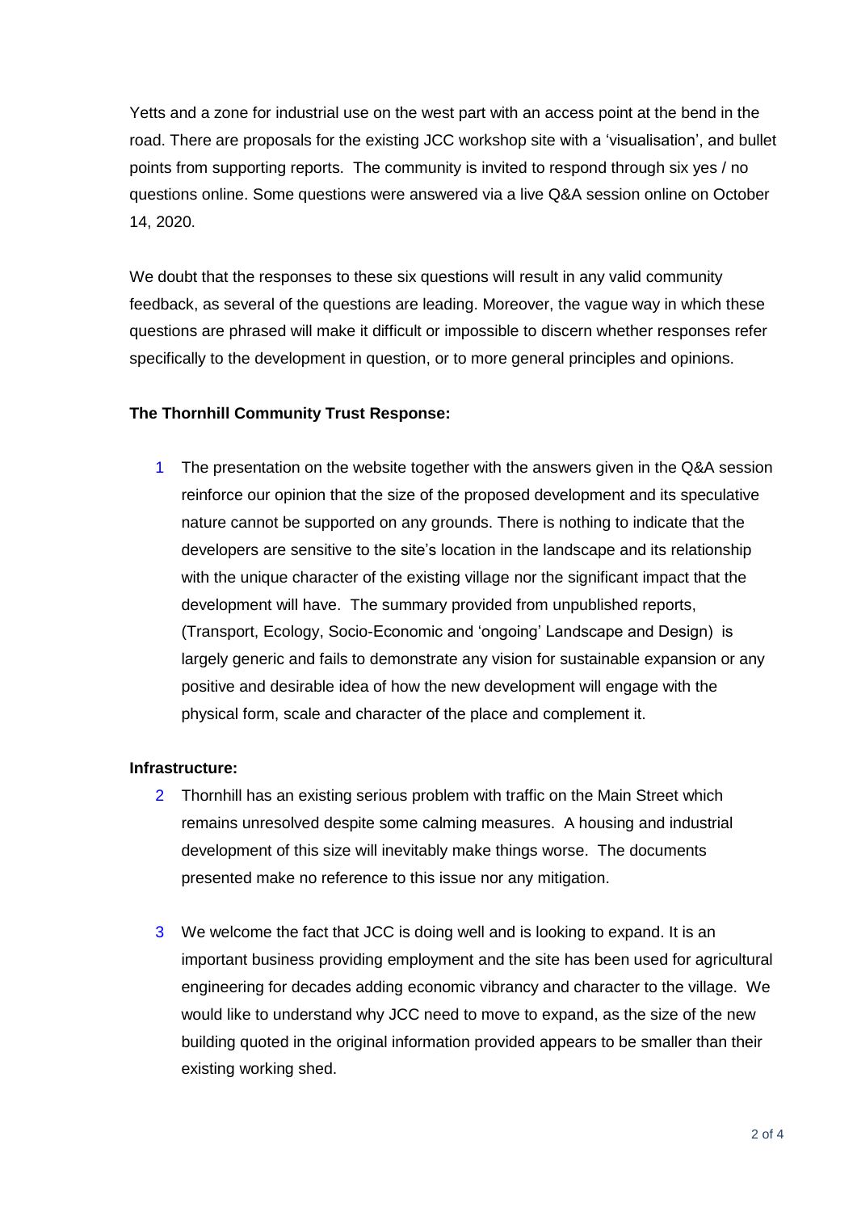Yetts and a zone for industrial use on the west part with an access point at the bend in the road. There are proposals for the existing JCC workshop site with a 'visualisation', and bullet points from supporting reports. The community is invited to respond through six yes / no questions online. Some questions were answered via a live Q&A session online on October 14, 2020.

We doubt that the responses to these six questions will result in any valid community feedback, as several of the questions are leading. Moreover, the vague way in which these questions are phrased will make it difficult or impossible to discern whether responses refer specifically to the development in question, or to more general principles and opinions.

**The Thornhill Community Trust Response:**

1. The presentation on the website together with the answers given in the Q&A session reinforce our opinion that the size of the proposed development and its speculative nature cannot be supported on any grounds. There is nothing to indicate that the developers are sensitive to the site's location in the landscape and its relationship with the unique character of the existing village nor the significant impact that the development will have. The summary provided from unpublished reports, (Transport, Ecology, Socio-Economic and 'ongoing' Landscape and Design) is largely generic and fails to demonstrate any vision for sustainable expansion or any positive and desirable idea of how the new development will engage with the physical form, scale and character of the place and complement it.

**Infrastructure:**

2. Thornhill has an existing serious problem with traffic on the Main Street which remains unresolved despite some calming measures. A housing and industrial development of this size will inevitably make things worse. The documents presented make no reference to this issue nor any mitigation.

3. We welcome the fact that JCC is doing well and is looking to expand. It is an important business providing employment and the site has been used for agricultural engineering for decades adding economic vibrancy and character to the village. We would like to understand why JCC need to move to expand, as the size of the new building quoted in the original information provided appears to be smaller than their existing working shed.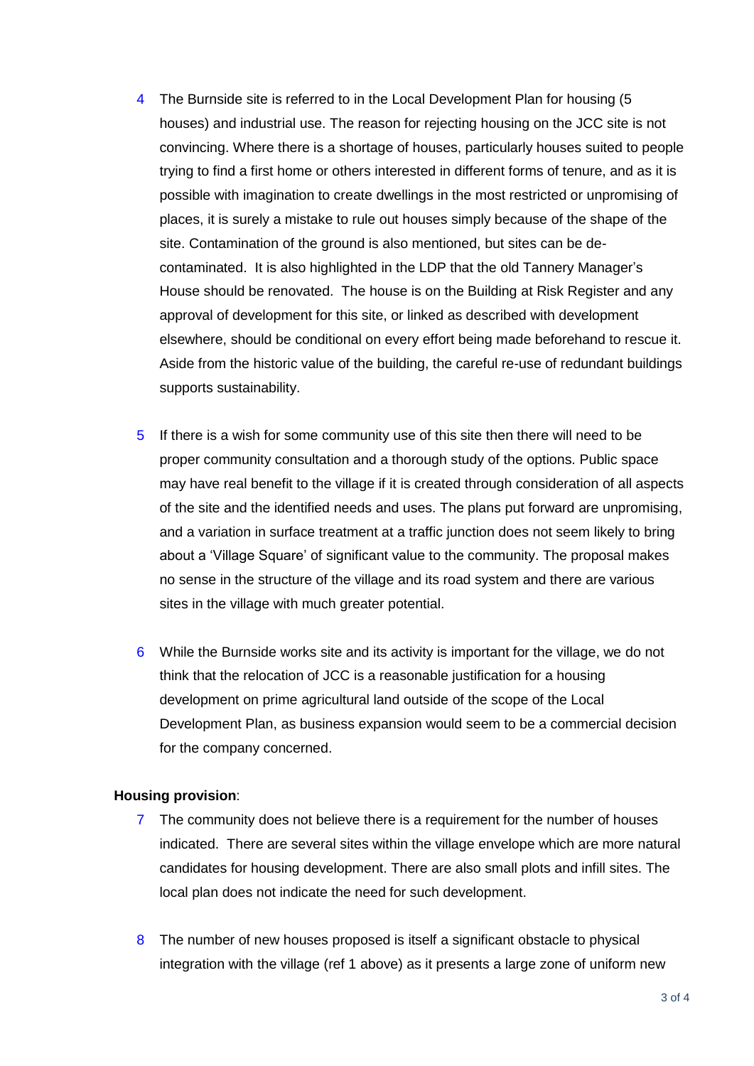4 The Burnside site is referred to in the Local Development Plan for housing (5 houses) and industrial use. The reason for rejecting housing on the JCC site is not convincing. Where there is a shortage of houses, particularly houses suited to people trying to find a first home or others interested in different forms of tenure, and as it is possible with imagination to create dwellings in the most restricted or unpromising of places, it is surely a mistake to rule out houses simply because of the shape of the site. Contamination of the ground is also mentioned, but sites can be de-contaminated. It is also highlighted in the LDP that the old Tannery Manager's House should be renovated. The house is on the Building at Risk Register and any approval of development for this site, or linked as described with development elsewhere, should be conditional on every effort being made beforehand to rescue it. Aside from the historic value of the building, the careful re-use of redundant buildings supports sustainability.

5 If there is a wish for some community use of this site then there will need to be proper community consultation and a thorough study of the options. Public space may have real benefit to the village if it is created through consideration of all aspects of the site and the identified needs and uses. The plans put forward are unpromising, and a variation in surface treatment at a traffic junction does not seem likely to bring about a 'Village Square' of significant value to the community. The proposal makes no sense in the structure of the village and its road system and there are various sites in the village with much greater potential.

6 While the Burnside works site and its activity is important for the village, we do not think that the relocation of JCC is a reasonable justification for a housing development on prime agricultural land outside of the scope of the Local Development Plan, as business expansion would seem to be a commercial decision for the company concerned.

**Housing provision**:

7 The community does not believe there is a requirement for the number of houses indicated. There are several sites within the village envelope which are more natural candidates for housing development. There are also small plots and infill sites. The local plan does not indicate the need for such development.

8 The number of new houses proposed is itself a significant obstacle to physical integration with the village (ref 1 above) as it presents a large zone of uniform new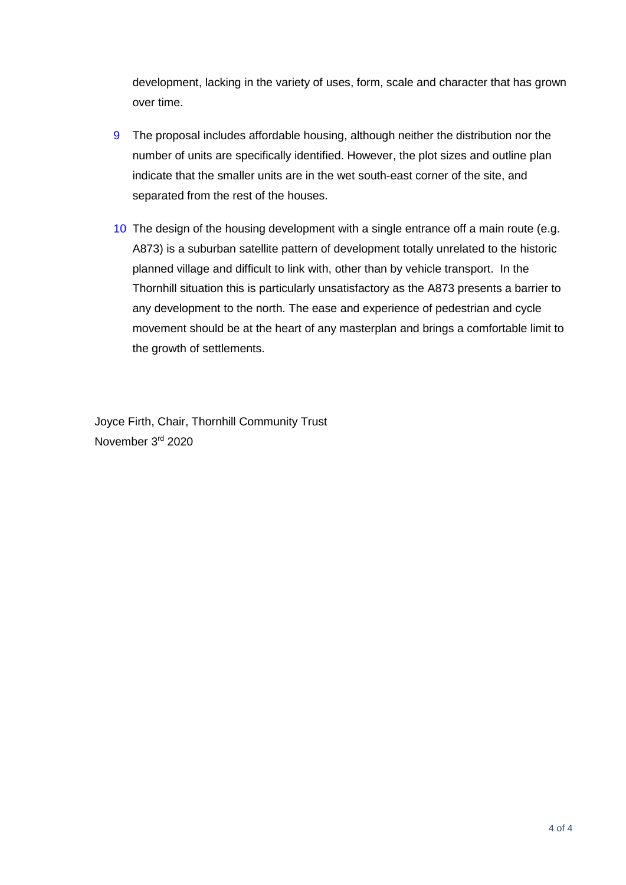development, lacking in the variety of uses, form, scale and character that has grown over time.

9. The proposal includes affordable housing, although neither the distribution nor the number of units are specifically identified. However, the plot sizes and outline plan indicate that the smaller units are in the wet south-east corner of the site, and separated from the rest of the houses.

10. The design of the housing development with a single entrance off a main route (e.g. A873) is a suburban satellite pattern of development totally unrelated to the historic planned village and difficult to link with, other than by vehicle transport. In the Thornhill situation this is particularly unsatisfactory as the A873 presents a barrier to any development to the north. The ease and experience of pedestrian and cycle movement should be at the heart of any masterplan and brings a comfortable limit to the growth of settlements.

Joyce Firth, Chair, Thornhill Community Trust
November 3rd 2020